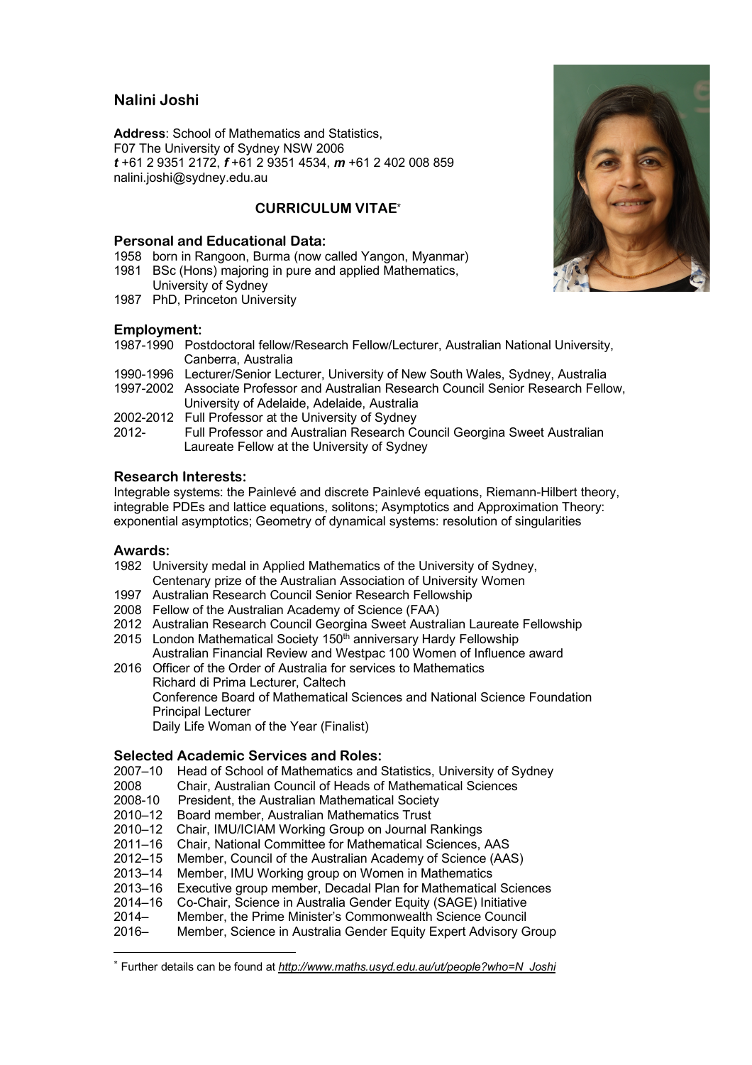# Nalini Joshi

**Address**: School of Mathematics and Statistics,
F07 The University of Sydney NSW 2006
***t*** +61 2 9351 2172, ***f*** +61 2 9351 4534, ***m*** +61 2 402 008 859
nalini.joshi@sydney.edu.au

## CURRICULUM VITAE*

### Personal and Educational Data:

1958 born in Rangoon, Burma (now called Yangon, Myanmar)
1981 BSc (Hons) majoring in pure and applied Mathematics, University of Sydney
1987 PhD, Princeton University

### Employment:

1987-1990 Postdoctoral fellow/Research Fellow/Lecturer, Australian National University, Canberra, Australia
1990-1996 Lecturer/Senior Lecturer, University of New South Wales, Sydney, Australia
1997-2002 Associate Professor and Australian Research Council Senior Research Fellow, University of Adelaide, Adelaide, Australia
2002-2012 Full Professor at the University of Sydney
2012- Full Professor and Australian Research Council Georgina Sweet Australian Laureate Fellow at the University of Sydney

### Research Interests:

Integrable systems: the Painlevé and discrete Painlevé equations, Riemann-Hilbert theory, integrable PDEs and lattice equations, solitons; Asymptotics and Approximation Theory: exponential asymptotics; Geometry of dynamical systems: resolution of singularities

### Awards:

1982 University medal in Applied Mathematics of the University of Sydney, Centenary prize of the Australian Association of University Women
1997 Australian Research Council Senior Research Fellowship
2008 Fellow of the Australian Academy of Science (FAA)
2012 Australian Research Council Georgina Sweet Australian Laureate Fellowship
2015 London Mathematical Society 150th anniversary Hardy Fellowship
Australian Financial Review and Westpac 100 Women of Influence award
2016 Officer of the Order of Australia for services to Mathematics
Richard di Prima Lecturer, Caltech
Conference Board of Mathematical Sciences and National Science Foundation Principal Lecturer
Daily Life Woman of the Year (Finalist)

### Selected Academic Services and Roles:

2007–10 Head of School of Mathematics and Statistics, University of Sydney
2008 Chair, Australian Council of Heads of Mathematical Sciences
2008-10 President, the Australian Mathematical Society
2010–12 Board member, Australian Mathematics Trust
2010–12 Chair, IMU/ICIAM Working Group on Journal Rankings
2011–16 Chair, National Committee for Mathematical Sciences, AAS
2012–15 Member, Council of the Australian Academy of Science (AAS)
2013–14 Member, IMU Working group on Women in Mathematics
2013–16 Executive group member, Decadal Plan for Mathematical Sciences
2014–16 Co-Chair, Science in Australia Gender Equity (SAGE) Initiative
2014– Member, the Prime Minister's Commonwealth Science Council
2016– Member, Science in Australia Gender Equity Expert Advisory Group

---

* Further details can be found at ***http://www.maths.usyd.edu.au/ut/people?who=N_Joshi***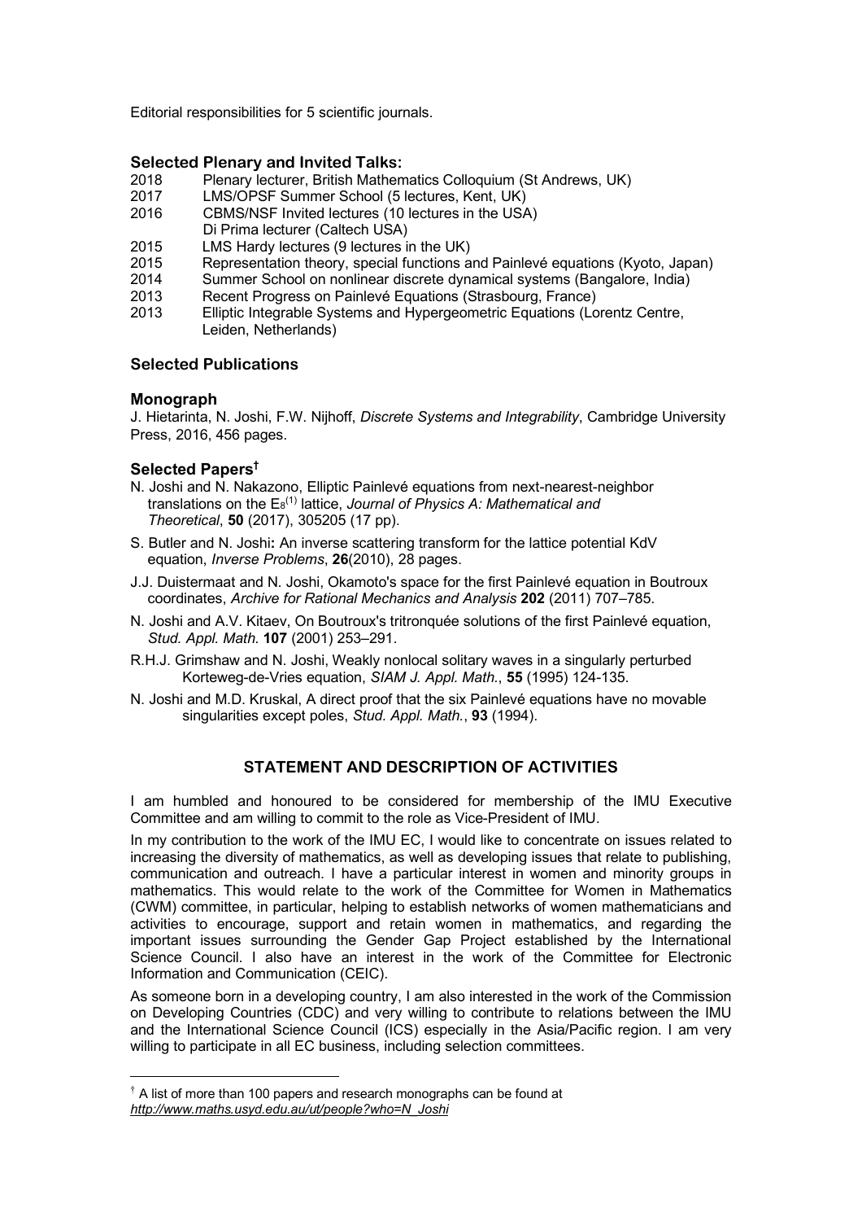Editorial responsibilities for 5 scientific journals.

### Selected Plenary and Invited Talks:

2018 Plenary lecturer, British Mathematics Colloquium (St Andrews, UK)
2017 LMS/OPSF Summer School (5 lectures, Kent, UK)
2016 CBMS/NSF Invited lectures (10 lectures in the USA)
Di Prima lecturer (Caltech USA)
2015 LMS Hardy lectures (9 lectures in the UK)
2015 Representation theory, special functions and Painlevé equations (Kyoto, Japan)
2014 Summer School on nonlinear discrete dynamical systems (Bangalore, India)
2013 Recent Progress on Painlevé Equations (Strasbourg, France)
2013 Elliptic Integrable Systems and Hypergeometric Equations (Lorentz Centre, Leiden, Netherlands)

### Selected Publications

### Monograph

J. Hietarinta, N. Joshi, F.W. Nijhoff, *Discrete Systems and Integrability*, Cambridge University Press, 2016, 456 pages.

### Selected Papers[†]

N. Joshi and N. Nakazono, Elliptic Painlevé equations from next-nearest-neighbor translations on the $E_8^{(1)}$ lattice, *Journal of Physics A: Mathematical and Theoretical*, **50** (2017), 305205 (17 pp).

S. Butler and N. Joshi**:** An inverse scattering transform for the lattice potential KdV equation, *Inverse Problems*, **26**(2010), 28 pages.

J.J. Duistermaat and N. Joshi, Okamoto's space for the first Painlevé equation in Boutroux coordinates, *Archive for Rational Mechanics and Analysis* **202** (2011) 707–785.

N. Joshi and A.V. Kitaev, On Boutroux's tritronquée solutions of the first Painlevé equation, *Stud. Appl. Math.* **107** (2001) 253–291.

R.H.J. Grimshaw and N. Joshi, Weakly nonlocal solitary waves in a singularly perturbed Korteweg-de-Vries equation, *SIAM J. Appl. Math.*, **55** (1995) 124-135.

N. Joshi and M.D. Kruskal, A direct proof that the six Painlevé equations have no movable singularities except poles, *Stud. Appl. Math.*, **93** (1994).

## STATEMENT AND DESCRIPTION OF ACTIVITIES

I am humbled and honoured to be considered for membership of the IMU Executive Committee and am willing to commit to the role as Vice-President of IMU.

In my contribution to the work of the IMU EC, I would like to concentrate on issues related to increasing the diversity of mathematics, as well as developing issues that relate to publishing, communication and outreach. I have a particular interest in women and minority groups in mathematics. This would relate to the work of the Committee for Women in Mathematics (CWM) committee, in particular, helping to establish networks of women mathematicians and activities to encourage, support and retain women in mathematics, and regarding the important issues surrounding the Gender Gap Project established by the International Science Council. I also have an interest in the work of the Committee for Electronic Information and Communication (CEIC).

As someone born in a developing country, I am also interested in the work of the Commission on Developing Countries (CDC) and very willing to contribute to relations between the IMU and the International Science Council (ICS) especially in the Asia/Pacific region. I am very willing to participate in all EC business, including selection committees.

---

[†] A list of more than 100 papers and research monographs can be found at *http://www.maths.usyd.edu.au/ut/people?who=N_Joshi*